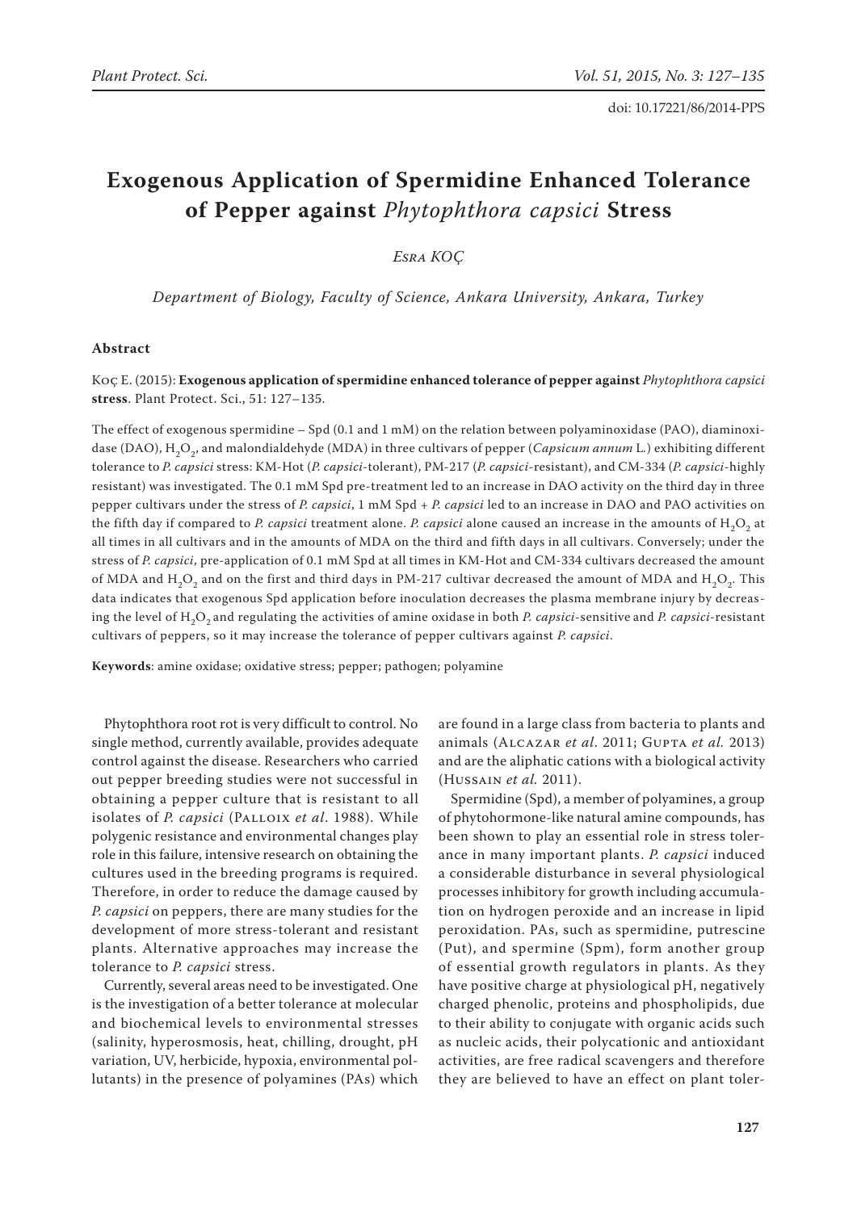# Exogenous Application of Spermidine Enhanced Tolerance of Pepper against *Phytophthora capsici* Stress

*Esra KOÇ*

*Department of Biology, Faculty of Science, Ankara University, Ankara, Turkey*

## Abstract

Koç E. (2015): **Exogenous application of spermidine enhanced tolerance of pepper against** ***Phytophthora capsici*** **stress**. Plant Protect. Sci., 51: 127–135.

The effect of exogenous spermidine – Spd (0.1 and 1 mM) on the relation between polyaminoxidase (PAO), diaminoxidase (DAO), $H_2O_2$, and malondialdehyde (MDA) in three cultivars of pepper (*Capsicum annum* L.) exhibiting different tolerance to *P. capsici* stress: KM-Hot (*P. capsici*-tolerant), PM-217 (*P. capsici*-resistant), and CM-334 (*P. capsici*-highly resistant) was investigated. The 0.1 mM Spd pre-treatment led to an increase in DAO activity on the third day in three pepper cultivars under the stress of *P. capsici*, 1 mM Spd + *P. capsici* led to an increase in DAO and PAO activities on the fifth day if compared to *P. capsici* treatment alone. *P. capsici* alone caused an increase in the amounts of $H_2O_2$ at all times in all cultivars and in the amounts of MDA on the third and fifth days in all cultivars. Conversely; under the stress of *P. capsici*, pre-application of 0.1 mM Spd at all times in KM-Hot and CM-334 cultivars decreased the amount of MDA and $H_2O_2$ and on the first and third days in PM-217 cultivar decreased the amount of MDA and $H_2O_2$. This data indicates that exogenous Spd application before inoculation decreases the plasma membrane injury by decreasing the level of $H_2O_2$ and regulating the activities of amine oxidase in both *P. capsici*-sensitive and *P. capsici*-resistant cultivars of peppers, so it may increase the tolerance of pepper cultivars against *P. capsici*.

**Keywords**: amine oxidase; oxidative stress; pepper; pathogen; polyamine

Phytophthora root rot is very difficult to control. No single method, currently available, provides adequate control against the disease. Researchers who carried out pepper breeding studies were not successful in obtaining a pepper culture that is resistant to all isolates of *P. capsici* (Palloix *et al*. 1988). While polygenic resistance and environmental changes play role in this failure, intensive research on obtaining the cultures used in the breeding programs is required. Therefore, in order to reduce the damage caused by *P. capsici* on peppers, there are many studies for the development of more stress-tolerant and resistant plants. Alternative approaches may increase the tolerance to *P. capsici* stress.

Currently, several areas need to be investigated. One is the investigation of a better tolerance at molecular and biochemical levels to environmental stresses (salinity, hyperosmosis, heat, chilling, drought, pH variation, UV, herbicide, hypoxia, environmental pollutants) in the presence of polyamines (PAs) which are found in a large class from bacteria to plants and animals (Alcazar *et al*. 2011; Gupta *et al.* 2013) and are the aliphatic cations with a biological activity (Hussain *et al.* 2011).

Spermidine (Spd), a member of polyamines, a group of phytohormone-like natural amine compounds, has been shown to play an essential role in stress tolerance in many important plants. *P. capsici* induced a considerable disturbance in several physiological processes inhibitory for growth including accumulation on hydrogen peroxide and an increase in lipid peroxidation. PAs, such as spermidine, putrescine (Put), and spermine (Spm), form another group of essential growth regulators in plants. As they have positive charge at physiological pH, negatively charged phenolic, proteins and phospholipids, due to their ability to conjugate with organic acids such as nucleic acids, their polycationic and antioxidant activities, are free radical scavengers and therefore they are believed to have an effect on plant toler-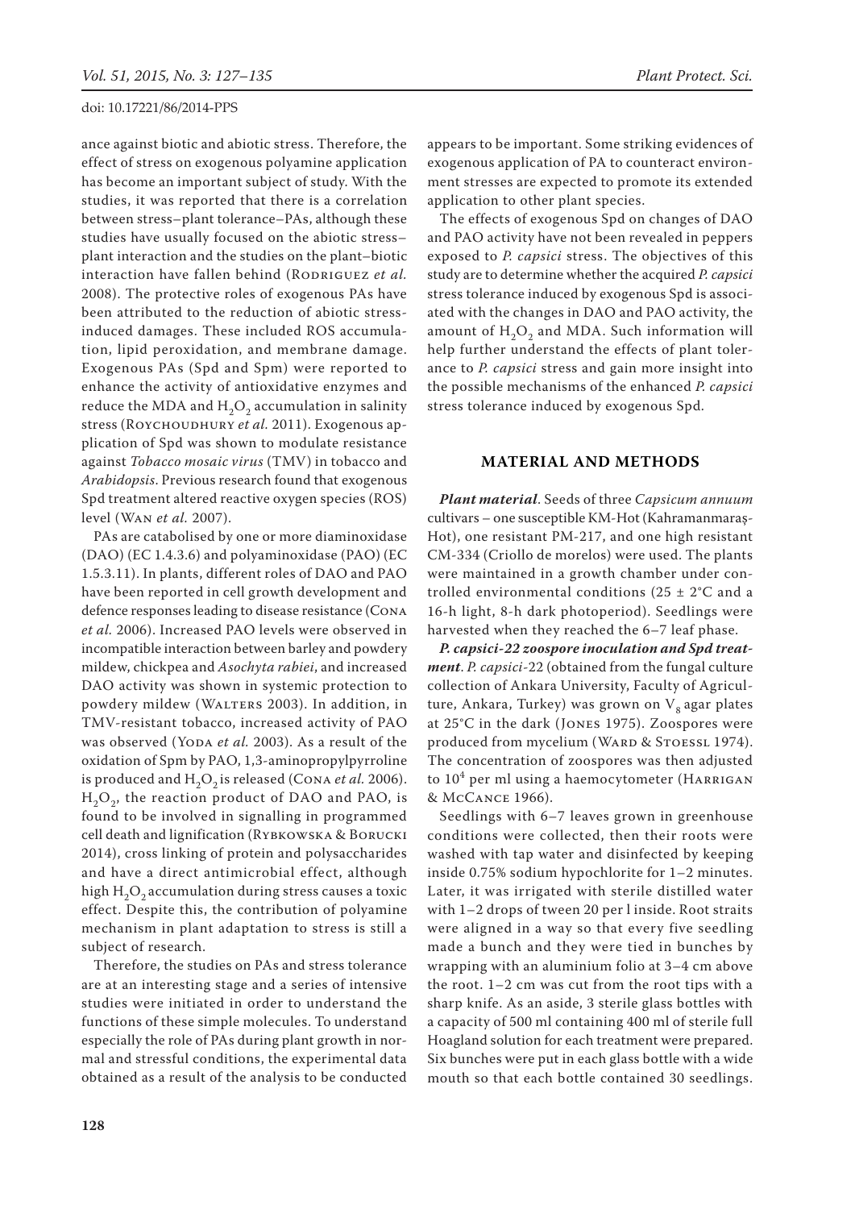ance against biotic and abiotic stress. Therefore, the effect of stress on exogenous polyamine application has become an important subject of study. With the studies, it was reported that there is a correlation between stress–plant tolerance–PAs, although these studies have usually focused on the abiotic stress–plant interaction and the studies on the plant–biotic interaction have fallen behind (Rodriguez *et al.* 2008). The protective roles of exogenous PAs have been attributed to the reduction of abiotic stress-induced damages. These included ROS accumulation, lipid peroxidation, and membrane damage. Exogenous PAs (Spd and Spm) were reported to enhance the activity of antioxidative enzymes and reduce the MDA and $H_2O_2$ accumulation in salinity stress (Roychoudhury *et al.* 2011). Exogenous application of Spd was shown to modulate resistance against *Tobacco mosaic virus* (TMV) in tobacco and *Arabidopsis*. Previous research found that exogenous Spd treatment altered reactive oxygen species (ROS) level (Wan *et al.* 2007).

PAs are catabolised by one or more diaminoxidase (DAO) (EC 1.4.3.6) and polyaminoxidase (PAO) (EC 1.5.3.11). In plants, different roles of DAO and PAO have been reported in cell growth development and defence responses leading to disease resistance (Cona *et al.* 2006). Increased PAO levels were observed in incompatible interaction between barley and powdery mildew, chickpea and *Asochyta rabiei*, and increased DAO activity was shown in systemic protection to powdery mildew (Walters 2003). In addition, in TMV-resistant tobacco, increased activity of PAO was observed (Yoda *et al.* 2003). As a result of the oxidation of Spm by PAO, 1,3-aminopropylpyrroline is produced and $H_2O_2$ is released (Cona *et al.* 2006). $H_2O_2$, the reaction product of DAO and PAO, is found to be involved in signalling in programmed cell death and lignification (Rybkowska & Borucki 2014), cross linking of protein and polysaccharides and have a direct antimicrobial effect, although high $H_2O_2$ accumulation during stress causes a toxic effect. Despite this, the contribution of polyamine mechanism in plant adaptation to stress is still a subject of research.

Therefore, the studies on PAs and stress tolerance are at an interesting stage and a series of intensive studies were initiated in order to understand the functions of these simple molecules. To understand especially the role of PAs during plant growth in normal and stressful conditions, the experimental data obtained as a result of the analysis to be conducted appears to be important. Some striking evidences of exogenous application of PA to counteract environment stresses are expected to promote its extended application to other plant species.

The effects of exogenous Spd on changes of DAO and PAO activity have not been revealed in peppers exposed to *P. capsici* stress. The objectives of this study are to determine whether the acquired *P. capsici* stress tolerance induced by exogenous Spd is associated with the changes in DAO and PAO activity, the amount of $H_2O_2$ and MDA. Such information will help further understand the effects of plant tolerance to *P. capsici* stress and gain more insight into the possible mechanisms of the enhanced *P. capsici* stress tolerance induced by exogenous Spd.

## MATERIAL AND METHODS

***Plant material***. Seeds of three *Capsicum annuum* cultivars – one susceptible KM-Hot (Kahramanmaraş-Hot), one resistant PM-217, and one high resistant CM-334 (Criollo de morelos) were used. The plants were maintained in a growth chamber under controlled environmental conditions (25 ± 2°C and a 16-h light, 8-h dark photoperiod). Seedlings were harvested when they reached the 6–7 leaf phase.

***P. capsici-22 zoospore inoculation and Spd treatment***. *P. capsici*-22 (obtained from the fungal culture collection of Ankara University, Faculty of Agriculture, Ankara, Turkey) was grown on $V_8$ agar plates at 25°C in the dark (Jones 1975). Zoospores were produced from mycelium (Ward & Stoessl 1974). The concentration of zoospores was then adjusted to $10^4$ per ml using a haemocytometer (Harrigan & McCance 1966).

Seedlings with 6–7 leaves grown in greenhouse conditions were collected, then their roots were washed with tap water and disinfected by keeping inside 0.75% sodium hypochlorite for 1–2 minutes. Later, it was irrigated with sterile distilled water with 1–2 drops of tween 20 per l inside. Root straits were aligned in a way so that every five seedling made a bunch and they were tied in bunches by wrapping with an aluminium folio at 3–4 cm above the root. 1–2 cm was cut from the root tips with a sharp knife. As an aside, 3 sterile glass bottles with a capacity of 500 ml containing 400 ml of sterile full Hoagland solution for each treatment were prepared. Six bunches were put in each glass bottle with a wide mouth so that each bottle contained 30 seedlings.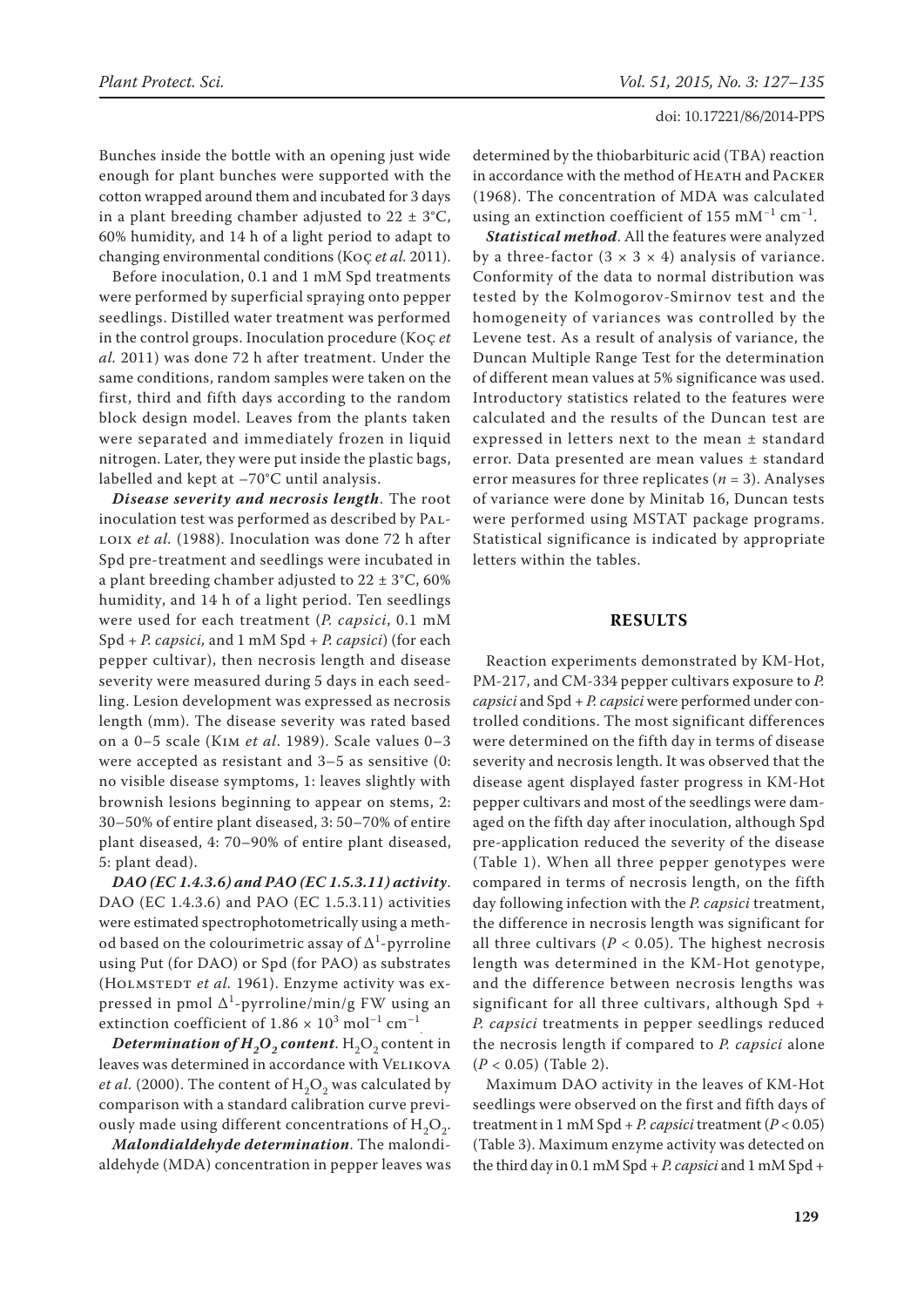Bunches inside the bottle with an opening just wide enough for plant bunches were supported with the cotton wrapped around them and incubated for 3 days in a plant breeding chamber adjusted to 22 ± 3°C, 60% humidity, and 14 h of a light period to adapt to changing environmental conditions (Koç *et al.* 2011).

Before inoculation, 0.1 and 1 mM Spd treatments were performed by superficial spraying onto pepper seedlings. Distilled water treatment was performed in the control groups. Inoculation procedure (Koç *et al.* 2011) was done 72 h after treatment. Under the same conditions, random samples were taken on the first, third and fifth days according to the random block design model. Leaves from the plants taken were separated and immediately frozen in liquid nitrogen. Later, they were put inside the plastic bags, labelled and kept at –70°C until analysis.

***Disease severity and necrosis length***. The root inoculation test was performed as described by Palloix *et al.* (1988). Inoculation was done 72 h after Spd pre-treatment and seedlings were incubated in a plant breeding chamber adjusted to 22 ± 3°C, 60% humidity, and 14 h of a light period. Ten seedlings were used for each treatment (*P. capsici*, 0.1 mM Spd + *P. capsici,* and 1 mM Spd + *P. capsici*) (for each pepper cultivar), then necrosis length and disease severity were measured during 5 days in each seedling. Lesion development was expressed as necrosis length (mm). The disease severity was rated based on a 0–5 scale (Kim *et al.* 1989). Scale values 0–3 were accepted as resistant and 3–5 as sensitive (0: no visible disease symptoms, 1: leaves slightly with brownish lesions beginning to appear on stems, 2: 30–50% of entire plant diseased, 3: 50–70% of entire plant diseased, 4: 70–90% of entire plant diseased, 5: plant dead).

***DAO (EC 1.4.3.6) and PAO (EC 1.5.3.11) activity***. DAO (EC 1.4.3.6) and PAO (EC 1.5.3.11) activities were estimated spectrophotometrically using a method based on the colourimetric assay of $\Delta^1$-pyrroline using Put (for DAO) or Spd (for PAO) as substrates (Holmstedt *et al.* 1961). Enzyme activity was expressed in pmol $\Delta^1$-pyrroline/min/g FW using an extinction coefficient of $1.86 \times 10^3$ mol$^{-1}$ cm$^{-1}$.

***Determination of $H_2O_2$ content***. $H_2O_2$ content in leaves was determined in accordance with Velikova *et al.* (2000). The content of $H_2O_2$ was calculated by comparison with a standard calibration curve previously made using different concentrations of $H_2O_2$.

***Malondialdehyde determination***. The malondialdehyde (MDA) concentration in pepper leaves was determined by the thiobarbituric acid (TBA) reaction in accordance with the method of Heath and Packer (1968). The concentration of MDA was calculated using an extinction coefficient of 155 mM$^{-1}$ cm$^{-1}$.

***Statistical method***. All the features were analyzed by a three-factor (3 × 3 × 4) analysis of variance. Conformity of the data to normal distribution was tested by the Kolmogorov-Smirnov test and the homogeneity of variances was controlled by the Levene test. As a result of analysis of variance, the Duncan Multiple Range Test for the determination of different mean values at 5% significance was used. Introductory statistics related to the features were calculated and the results of the Duncan test are expressed in letters next to the mean ± standard error. Data presented are mean values ± standard error measures for three replicates ($n = 3$). Analyses of variance were done by Minitab 16, Duncan tests were performed using MSTAT package programs. Statistical significance is indicated by appropriate letters within the tables.

## RESULTS

Reaction experiments demonstrated by KM-Hot, PM-217, and CM-334 pepper cultivars exposure to *P. capsici* and Spd + *P. capsici* were performed under controlled conditions. The most significant differences were determined on the fifth day in terms of disease severity and necrosis length. It was observed that the disease agent displayed faster progress in KM-Hot pepper cultivars and most of the seedlings were damaged on the fifth day after inoculation, although Spd pre-application reduced the severity of the disease (Table 1). When all three pepper genotypes were compared in terms of necrosis length, on the fifth day following infection with the *P. capsici* treatment, the difference in necrosis length was significant for all three cultivars ($P < 0.05$). The highest necrosis length was determined in the KM-Hot genotype, and the difference between necrosis lengths was significant for all three cultivars, although Spd + *P. capsici* treatments in pepper seedlings reduced the necrosis length if compared to *P. capsici* alone ($P < 0.05$) (Table 2).

Maximum DAO activity in the leaves of KM-Hot seedlings were observed on the first and fifth days of treatment in 1 mM Spd + *P. capsici* treatment ($P < 0.05$) (Table 3). Maximum enzyme activity was detected on the third day in 0.1 mM Spd + *P. capsici* and 1 mM Spd +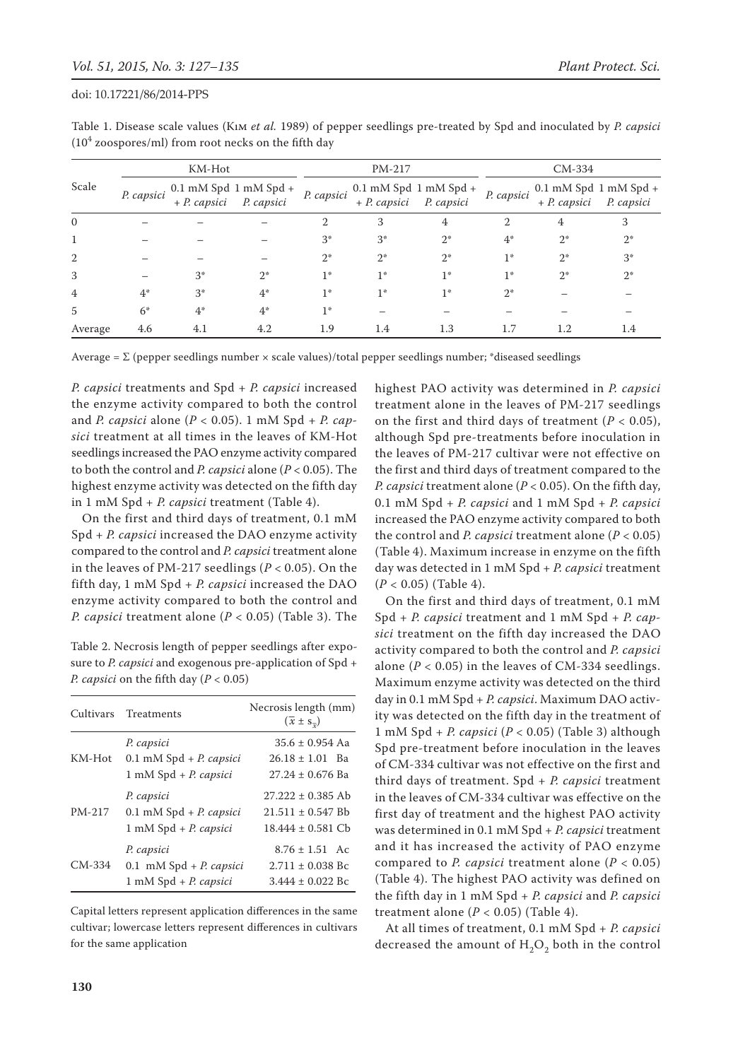Table 1. Disease scale values (Kim *et al.* 1989) of pepper seedlings pre-treated by Spd and inoculated by *P. capsici* ($10^4$ zoospores/ml) from root necks on the fifth day

| Scale | KM-Hot | | | PM-217 | | | CM-334 | | |
|---|---|---|---|---|---|---|---|---|---|
| | *P. capsici* | 0.1 mM Spd + *P. capsici* | 1 mM Spd + *P. capsici* | *P. capsici* | 0.1 mM Spd + *P. capsici* | 1 mM Spd + *P. capsici* | *P. capsici* | 0.1 mM Spd + *P. capsici* | 1 mM Spd + *P. capsici* |
| 0 | – | – | – | 2 | 3 | 4 | 2 | 4 | 3 |
| 1 | – | – | – | 3* | 3* | 2* | 4* | 2* | 2* |
| 2 | – | – | – | 2* | 2* | 2* | 1* | 2* | 3* |
| 3 | – | 3* | 2* | 1* | 1* | 1* | 1* | 2* | 2* |
| 4 | 4* | 3* | 4* | 1* | 1* | 1* | 2* | – | – |
| 5 | 6* | 4* | 4* | 1* | – | – | – | – | – |
| Average | 4.6 | 4.1 | 4.2 | 1.9 | 1.4 | 1.3 | 1.7 | 1.2 | 1.4 |

Average = Σ (pepper seedlings number × scale values)/total pepper seedlings number; *diseased seedlings

*P. capsici* treatments and Spd + *P. capsici* increased the enzyme activity compared to both the control and *P. capsici* alone ($P < 0.05$). 1 mM Spd + *P. capsici* treatment at all times in the leaves of KM-Hot seedlings increased the PAO enzyme activity compared to both the control and *P. capsici* alone ($P < 0.05$). The highest enzyme activity was detected on the fifth day in 1 mM Spd + *P. capsici* treatment (Table 4).

On the first and third days of treatment, 0.1 mM Spd + *P. capsici* increased the DAO enzyme activity compared to the control and *P. capsici* treatment alone in the leaves of PM-217 seedlings ($P < 0.05$). On the fifth day, 1 mM Spd + *P. capsici* increased the DAO enzyme activity compared to both the control and *P. capsici* treatment alone ($P < 0.05$) (Table 3). The highest PAO activity was determined in *P. capsici* treatment alone in the leaves of PM-217 seedlings on the first and third days of treatment ($P < 0.05$), although Spd pre-treatments before inoculation in the leaves of PM-217 cultivar were not effective on the first and third days of treatment compared to the *P. capsici* treatment alone ($P < 0.05$). On the fifth day, 0.1 mM Spd + *P. capsici* and 1 mM Spd + *P. capsici* increased the PAO enzyme activity compared to both the control and *P. capsici* treatment alone ($P < 0.05$) (Table 4). Maximum increase in enzyme on the fifth day was detected in 1 mM Spd + *P. capsici* treatment ($P < 0.05$) (Table 4).

Table 2. Necrosis length of pepper seedlings after exposure to *P. capsici* and exogenous pre-application of Spd + *P. capsici* on the fifth day ($P < 0.05$)

| Cultivars | Treatments | Necrosis length (mm) ($\bar{x} \pm s_{\bar{x}}$) |
|---|---|---|
| KM-Hot | *P. capsici* | 35.6 ± 0.954 Aa |
| | 0.1 mM Spd + *P. capsici* | 26.18 ± 1.01 Ba |
| | 1 mM Spd + *P. capsici* | 27.24 ± 0.676 Ba |
| PM-217 | *P. capsici* | 27.222 ± 0.385 Ab |
| | 0.1 mM Spd + *P. capsici* | 21.511 ± 0.547 Bb |
| | 1 mM Spd + *P. capsici* | 18.444 ± 0.581 Cb |
| CM-334 | *P. capsici* | 8.76 ± 1.51 Ac |
| | 0.1 mM Spd + *P. capsici* | 2.711 ± 0.038 Bc |
| | 1 mM Spd + *P. capsici* | 3.444 ± 0.022 Bc |

Capital letters represent application differences in the same cultivar; lowercase letters represent differences in cultivars for the same application

On the first and third days of treatment, 0.1 mM Spd + *P. capsici* treatment and 1 mM Spd + *P. capsici* treatment on the fifth day increased the DAO activity compared to both the control and *P. capsici* alone ($P < 0.05$) in the leaves of CM-334 seedlings. Maximum enzyme activity was detected on the third day in 0.1 mM Spd + *P. capsici*. Maximum DAO activity was detected on the fifth day in the treatment of 1 mM Spd + *P. capsici* ($P < 0.05$) (Table 3) although Spd pre-treatment before inoculation in the leaves of CM-334 cultivar was not effective on the first and third days of treatment. Spd + *P. capsici* treatment in the leaves of CM-334 cultivar was effective on the first day of treatment and the highest PAO activity was determined in 0.1 mM Spd + *P. capsici* treatment and it has increased the activity of PAO enzyme compared to *P. capsici* treatment alone ($P < 0.05$) (Table 4). The highest PAO activity was defined on the fifth day in 1 mM Spd + *P. capsici* and *P. capsici* treatment alone ($P < 0.05$) (Table 4).

At all times of treatment, 0.1 mM Spd + *P. capsici* decreased the amount of $H_2O_2$ both in the control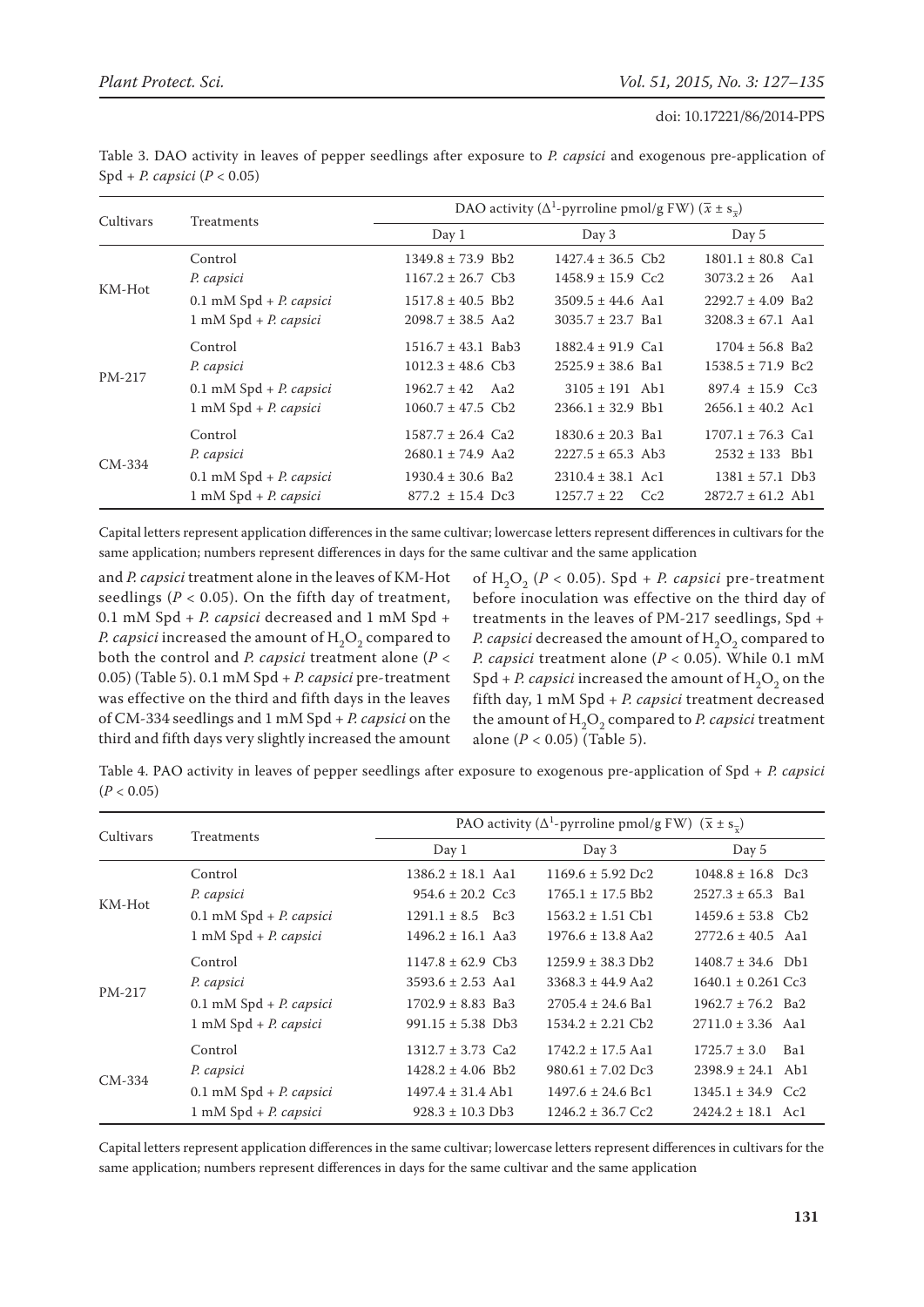Table 3. DAO activity in leaves of pepper seedlings after exposure to *P. capsici* and exogenous pre-application of Spd + *P. capsici* ($P < 0.05$)

| Cultivars | Treatments | DAO activity ($\Delta^1$-pyrroline pmol/g FW) ($\bar{x} \pm s_{\bar{x}}$) | | |
|---|---|---|---|---|
| | | Day 1 | Day 3 | Day 5 |
| KM-Hot | Control | 1349.8 ± 73.9 Bb2 | 1427.4 ± 36.5 Cb2 | 1801.1 ± 80.8 Ca1 |
| | *P. capsici* | 1167.2 ± 26.7 Cb3 | 1458.9 ± 15.9 Cc2 | 3073.2 ± 26 Aa1 |
| | 0.1 mM Spd + *P. capsici* | 1517.8 ± 40.5 Bb2 | 3509.5 ± 44.6 Aa1 | 2292.7 ± 4.09 Ba2 |
| | 1 mM Spd + *P. capsici* | 2098.7 ± 38.5 Aa2 | 3035.7 ± 23.7 Ba1 | 3208.3 ± 67.1 Aa1 |
| PM-217 | Control | 1516.7 ± 43.1 Bab3 | 1882.4 ± 91.9 Ca1 | 1704 ± 56.8 Ba2 |
| | *P. capsici* | 1012.3 ± 48.6 Cb3 | 2525.9 ± 38.6 Ba1 | 1538.5 ± 71.9 Bc2 |
| | 0.1 mM Spd + *P. capsici* | 1962.7 ± 42 Aa2 | 3105 ± 191 Ab1 | 897.4 ± 15.9 Cc3 |
| | 1 mM Spd + *P. capsici* | 1060.7 ± 47.5 Cb2 | 2366.1 ± 32.9 Bb1 | 2656.1 ± 40.2 Ac1 |
| CM-334 | Control | 1587.7 ± 26.4 Ca2 | 1830.6 ± 20.3 Ba1 | 1707.1 ± 76.3 Ca1 |
| | *P. capsici* | 2680.1 ± 74.9 Aa2 | 2227.5 ± 65.3 Ab3 | 2532 ± 133 Bb1 |
| | 0.1 mM Spd + *P. capsici* | 1930.4 ± 30.6 Ba2 | 2310.4 ± 38.1 Ac1 | 1381 ± 57.1 Db3 |
| | 1 mM Spd + *P. capsici* | 877.2 ± 15.4 Dc3 | 1257.7 ± 22 Cc2 | 2872.7 ± 61.2 Ab1 |

Capital letters represent application differences in the same cultivar; lowercase letters represent differences in cultivars for the same application; numbers represent differences in days for the same cultivar and the same application

and *P. capsici* treatment alone in the leaves of KM-Hot seedlings ($P < 0.05$). On the fifth day of treatment, 0.1 mM Spd + *P. capsici* decreased and 1 mM Spd + *P. capsici* increased the amount of $H_2O_2$ compared to both the control and *P. capsici* treatment alone ($P < 0.05$) (Table 5). 0.1 mM Spd + *P. capsici* pre-treatment was effective on the third and fifth days in the leaves of CM-334 seedlings and 1 mM Spd + *P. capsici* on the third and fifth days very slightly increased the amount of $H_2O_2$ ($P < 0.05$). Spd + *P. capsici* pre-treatment before inoculation was effective on the third day of treatments in the leaves of PM-217 seedlings, Spd + *P. capsici* decreased the amount of $H_2O_2$ compared to *P. capsici* treatment alone ($P < 0.05$). While 0.1 mM Spd + *P. capsici* increased the amount of $H_2O_2$ on the fifth day, 1 mM Spd + *P. capsici* treatment decreased the amount of $H_2O_2$ compared to *P. capsici* treatment alone ($P < 0.05$) (Table 5).

Table 4. PAO activity in leaves of pepper seedlings after exposure to exogenous pre-application of Spd + *P. capsici* ($P < 0.05$)

| Cultivars | Treatments | PAO activity ($\Delta^1$-pyrroline pmol/g FW) ($\bar{x} \pm s_{\bar{x}}$) | | |
|---|---|---|---|---|
| | | Day 1 | Day 3 | Day 5 |
| KM-Hot | Control | 1386.2 ± 18.1 Aa1 | 1169.6 ± 5.92 Dc2 | 1048.8 ± 16.8 Dc3 |
| | *P. capsici* | 954.6 ± 20.2 Cc3 | 1765.1 ± 17.5 Bb2 | 2527.3 ± 65.3 Ba1 |
| | 0.1 mM Spd + *P. capsici* | 1291.1 ± 8.5 Bc3 | 1563.2 ± 1.51 Cb1 | 1459.6 ± 53.8 Cb2 |
| | 1 mM Spd + *P. capsici* | 1496.2 ± 16.1 Aa3 | 1976.6 ± 13.8 Aa2 | 2772.6 ± 40.5 Aa1 |
| PM-217 | Control | 1147.8 ± 62.9 Cb3 | 1259.9 ± 38.3 Db2 | 1408.7 ± 34.6 Db1 |
| | *P. capsici* | 3593.6 ± 2.53 Aa1 | 3368.3 ± 44.9 Aa2 | 1640.1 ± 0.261 Cc3 |
| | 0.1 mM Spd + *P. capsici* | 1702.9 ± 8.83 Ba3 | 2705.4 ± 24.6 Ba1 | 1962.7 ± 76.2 Ba2 |
| | 1 mM Spd + *P. capsici* | 991.15 ± 5.38 Db3 | 1534.2 ± 2.21 Cb2 | 2711.0 ± 3.36 Aa1 |
| CM-334 | Control | 1312.7 ± 3.73 Ca2 | 1742.2 ± 17.5 Aa1 | 1725.7 ± 3.0 Ba1 |
| | *P. capsici* | 1428.2 ± 4.06 Bb2 | 980.61 ± 7.02 Dc3 | 2398.9 ± 24.1 Ab1 |
| | 0.1 mM Spd + *P. capsici* | 1497.4 ± 31.4 Ab1 | 1497.6 ± 24.6 Bc1 | 1345.1 ± 34.9 Cc2 |
| | 1 mM Spd + *P. capsici* | 928.3 ± 10.3 Db3 | 1246.2 ± 36.7 Cc2 | 2424.2 ± 18.1 Ac1 |

Capital letters represent application differences in the same cultivar; lowercase letters represent differences in cultivars for the same application; numbers represent differences in days for the same cultivar and the same application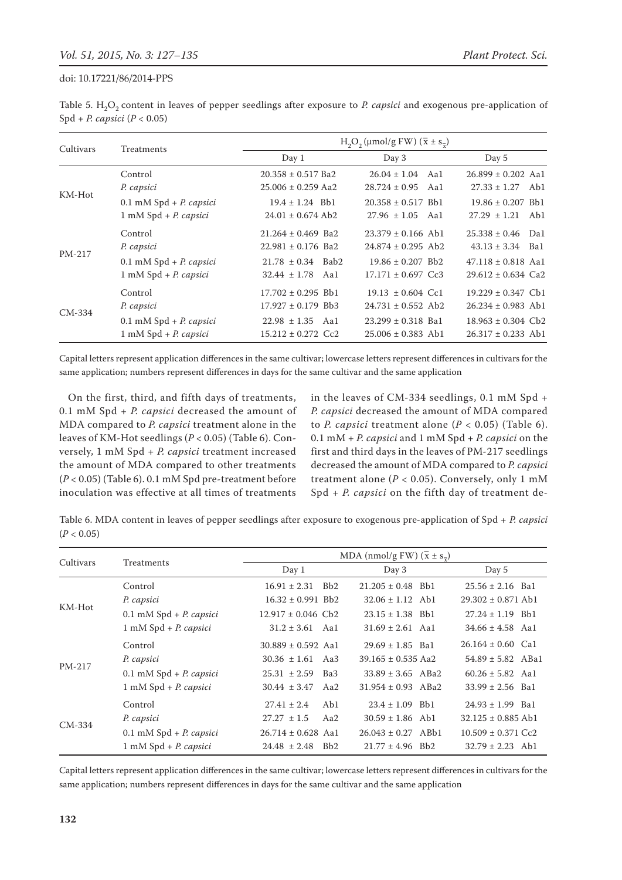Table 5. $H_2O_2$ content in leaves of pepper seedlings after exposure to *P. capsici* and exogenous pre-application of Spd + *P. capsici* ($P < 0.05$)

| Cultivars | Treatments | $H_2O_2$ (μmol/g FW) ($\bar{x} \pm s_{\bar{x}}$) | | |
|---|---|---|---|---|
| | | Day 1 | Day 3 | Day 5 |
| KM-Hot | Control | 20.358 ± 0.517 Ba2 | 26.04 ± 1.04 Aa1 | 26.899 ± 0.202 Aa1 |
| | *P. capsici* | 25.006 ± 0.259 Aa2 | 28.724 ± 0.95 Aa1 | 27.33 ± 1.27 Ab1 |
| | 0.1 mM Spd + *P. capsici* | 19.4 ± 1.24 Bb1 | 20.358 ± 0.517 Bb1 | 19.86 ± 0.207 Bb1 |
| | 1 mM Spd + *P. capsici* | 24.01 ± 0.674 Ab2 | 27.96 ± 1.05 Aa1 | 27.29 ± 1.21 Ab1 |
| PM-217 | Control | 21.264 ± 0.469 Ba2 | 23.379 ± 0.166 Ab1 | 25.338 ± 0.46 Da1 |
| | *P. capsici* | 22.981 ± 0.176 Ba2 | 24.874 ± 0.295 Ab2 | 43.13 ± 3.34 Ba1 |
| | 0.1 mM Spd + *P. capsici* | 21.78 ± 0.34 Bab2 | 19.86 ± 0.207 Bb2 | 47.118 ± 0.818 Aa1 |
| | 1 mM Spd + *P. capsici* | 32.44 ± 1.78 Aa1 | 17.171 ± 0.697 Cc3 | 29.612 ± 0.634 Ca2 |
| CM-334 | Control | 17.702 ± 0.295 Bb1 | 19.13 ± 0.604 Cc1 | 19.229 ± 0.347 Cb1 |
| | *P. capsici* | 17.927 ± 0.179 Bb3 | 24.731 ± 0.552 Ab2 | 26.234 ± 0.983 Ab1 |
| | 0.1 mM Spd + *P. capsici* | 22.98 ± 1.35 Aa1 | 23.299 ± 0.318 Ba1 | 18.963 ± 0.304 Cb2 |
| | 1 mM Spd + *P. capsici* | 15.212 ± 0.272 Cc2 | 25.006 ± 0.383 Ab1 | 26.317 ± 0.233 Ab1 |

Capital letters represent application differences in the same cultivar; lowercase letters represent differences in cultivars for the same application; numbers represent differences in days for the same cultivar and the same application

On the first, third, and fifth days of treatments, 0.1 mM Spd + *P. capsici* decreased the amount of MDA compared to *P. capsici* treatment alone in the leaves of KM-Hot seedlings ($P < 0.05$) (Table 6). Conversely, 1 mM Spd + *P. capsici* treatment increased the amount of MDA compared to other treatments ($P < 0.05$) (Table 6). 0.1 mM Spd pre-treatment before inoculation was effective at all times of treatments in the leaves of CM-334 seedlings, 0.1 mM Spd + *P. capsici* decreased the amount of MDA compared to *P. capsici* treatment alone ($P < 0.05$) (Table 6). 0.1 mM + *P. capsici* and 1 mM Spd + *P. capsici* on the first and third days in the leaves of PM-217 seedlings decreased the amount of MDA compared to *P. capsici* treatment alone ($P < 0.05$). Conversely, only 1 mM Spd + *P. capsici* on the fifth day of treatment de-

Table 6. MDA content in leaves of pepper seedlings after exposure to exogenous pre-application of Spd + *P. capsici* ($P < 0.05$)

| Cultivars | Treatments | MDA (nmol/g FW) ($\bar{x} \pm s_{\bar{x}}$) | | |
|---|---|---|---|---|
| | | Day 1 | Day 3 | Day 5 |
| KM-Hot | Control | 16.91 ± 2.31 Bb2 | 21.205 ± 0.48 Bb1 | 25.56 ± 2.16 Ba1 |
| | *P. capsici* | 16.32 ± 0.991 Bb2 | 32.06 ± 1.12 Ab1 | 29.302 ± 0.871 Ab1 |
| | 0.1 mM Spd + *P. capsici* | 12.917 ± 0.046 Cb2 | 23.15 ± 1.38 Bb1 | 27.24 ± 1.19 Bb1 |
| | 1 mM Spd + *P. capsici* | 31.2 ± 3.61 Aa1 | 31.69 ± 2.61 Aa1 | 34.66 ± 4.58 Aa1 |
| PM-217 | Control | 30.889 ± 0.592 Aa1 | 29.69 ± 1.85 Ba1 | 26.164 ± 0.60 Ca1 |
| | *P. capsici* | 30.36 ± 1.61 Aa3 | 39.165 ± 0.535 Aa2 | 54.89 ± 5.82 ABa1 |
| | 0.1 mM Spd + *P. capsici* | 25.31 ± 2.59 Ba3 | 33.89 ± 3.65 ABa2 | 60.26 ± 5.82 Aa1 |
| | 1 mM Spd + *P. capsici* | 30.44 ± 3.47 Aa2 | 31.954 ± 0.93 ABa2 | 33.99 ± 2.56 Ba1 |
| CM-334 | Control | 27.41 ± 2.4 Ab1 | 23.4 ± 1.09 Bb1 | 24.93 ± 1.99 Ba1 |
| | *P. capsici* | 27.27 ± 1.5 Aa2 | 30.59 ± 1.86 Ab1 | 32.125 ± 0.885 Ab1 |
| | 0.1 mM Spd + *P. capsici* | 26.714 ± 0.628 Aa1 | 26.043 ± 0.27 ABb1 | 10.509 ± 0.371 Cc2 |
| | 1 mM Spd + *P. capsici* | 24.48 ± 2.48 Bb2 | 21.77 ± 4.96 Bb2 | 32.79 ± 2.23 Ab1 |

Capital letters represent application differences in the same cultivar; lowercase letters represent differences in cultivars for the same application; numbers represent differences in days for the same cultivar and the same application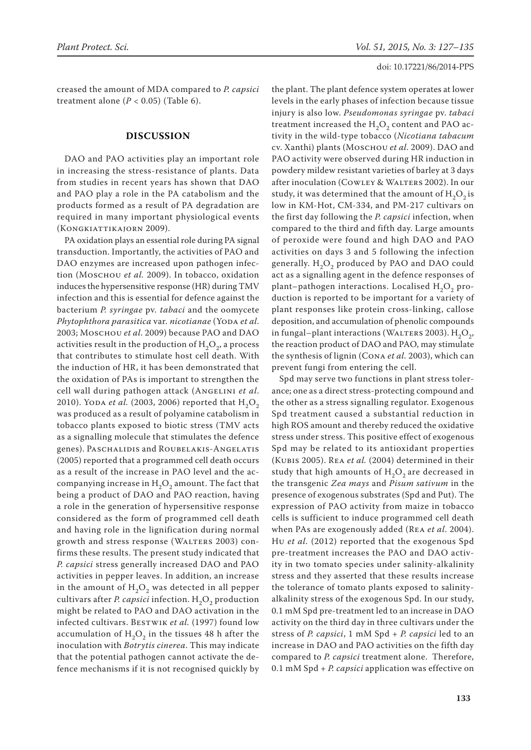creased the amount of MDA compared to *P. capsici* treatment alone ($P < 0.05$) (Table 6).

## DISCUSSION

DAO and PAO activities play an important role in increasing the stress-resistance of plants. Data from studies in recent years has shown that DAO and PAO play a role in the PA catabolism and the products formed as a result of PA degradation are required in many important physiological events (Kongkiattikajorn 2009).

PA oxidation plays an essential role during PA signal transduction. Importantly, the activities of PAO and DAO enzymes are increased upon pathogen infection (Moschou *et al.* 2009). In tobacco, oxidation induces the hypersensitive response (HR) during TMV infection and this is essential for defence against the bacterium *P. syringae* pv. *tabaci* and the oomycete *Phytophthora parasitica* var. *nicotianae* (Yoda *et al.* 2003; Moschou *et al.* 2009) because PAO and DAO activities result in the production of $H_2O_2$, a process that contributes to stimulate host cell death. With the induction of HR, it has been demonstrated that the oxidation of PAs is important to strengthen the cell wall during pathogen attack (Angelini *et al.* 2010). Yoda *et al.* (2003, 2006) reported that $H_2O_2$ was produced as a result of polyamine catabolism in tobacco plants exposed to biotic stress (TMV acts as a signalling molecule that stimulates the defence genes). Paschalidis and Roubelakis-Angelatis (2005) reported that a programmed cell death occurs as a result of the increase in PAO level and the accompanying increase in $H_2O_2$ amount. The fact that being a product of DAO and PAO reaction, having a role in the generation of hypersensitive response considered as the form of programmed cell death and having role in the lignification during normal growth and stress response (Walters 2003) confirms these results. The present study indicated that *P. capsici* stress generally increased DAO and PAO activities in pepper leaves. In addition, an increase in the amount of $H_2O_2$ was detected in all pepper cultivars after *P. capsici* infection. $H_2O_2$ production might be related to PAO and DAO activation in the infected cultivars. Bestwik *et al.* (1997) found low accumulation of $H_2O_2$ in the tissues 48 h after the inoculation with *Botrytis cinerea*. This may indicate that the potential pathogen cannot activate the defence mechanisms if it is not recognised quickly by the plant. The plant defence system operates at lower levels in the early phases of infection because tissue injury is also low. *Pseudomonas syringae* pv. *tabaci* treatment increased the $H_2O_2$ content and PAO activity in the wild-type tobacco (*Nicotiana tabacum* cv. Xanthi) plants (Moschou *et al.* 2009). DAO and PAO activity were observed during HR induction in powdery mildew resistant varieties of barley at 3 days after inoculation (Cowley & Walters 2002). In our study, it was determined that the amount of $H_2O_2$ is low in KM-Hot, CM-334, and PM-217 cultivars on the first day following the *P. capsici* infection, when compared to the third and fifth day. Large amounts of peroxide were found and high DAO and PAO activities on days 3 and 5 following the infection generally. $H_2O_2$ produced by PAO and DAO could act as a signalling agent in the defence responses of plant–pathogen interactions. Localised $H_2O_2$ production is reported to be important for a variety of plant responses like protein cross-linking, callose deposition, and accumulation of phenolic compounds in fungal–plant interactions (Walters 2003). $H_2O_2$, the reaction product of DAO and PAO, may stimulate the synthesis of lignin (Cona *et al.* 2003), which can prevent fungi from entering the cell.

Spd may serve two functions in plant stress tolerance; one as a direct stress-protecting compound and the other as a stress signalling regulator. Exogenous Spd treatment caused a substantial reduction in high ROS amount and thereby reduced the oxidative stress under stress. This positive effect of exogenous Spd may be related to its antioxidant properties (Kubis 2005). Rea *et al.* (2004) determined in their study that high amounts of $H_2O_2$ are decreased in the transgenic *Zea mays* and *Pisum sativum* in the presence of exogenous substrates (Spd and Put). The expression of PAO activity from maize in tobacco cells is sufficient to induce programmed cell death when PAs are exogenously added (Rea *et al.* 2004). Hu *et al.* (2012) reported that the exogenous Spd pre-treatment increases the PAO and DAO activity in two tomato species under salinity-alkalinity stress and they asserted that these results increase the tolerance of tomato plants exposed to salinity-alkalinity stress of the exogenous Spd. In our study, 0.1 mM Spd pre-treatment led to an increase in DAO activity on the third day in three cultivars under the stress of *P. capsici*, 1 mM Spd + *P. capsici* led to an increase in DAO and PAO activities on the fifth day compared to *P. capsici* treatment alone. Therefore, 0.1 mM Spd + *P. capsici* application was effective on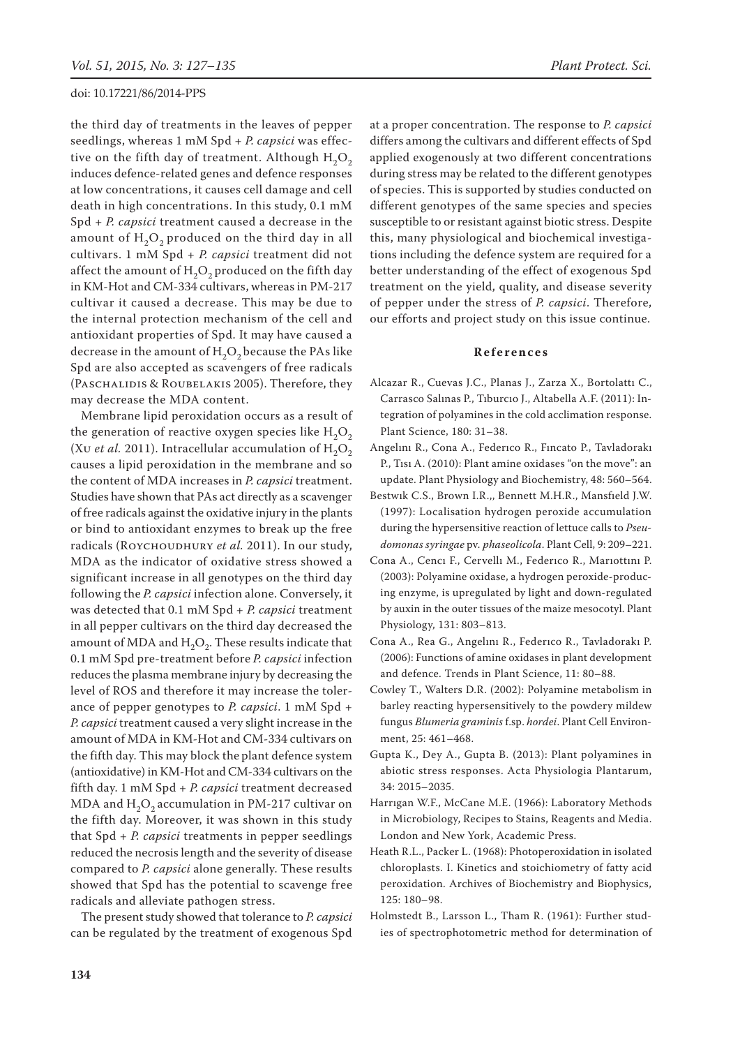the third day of treatments in the leaves of pepper seedlings, whereas 1 mM Spd + *P. capsici* was effective on the fifth day of treatment. Although $H_2O_2$ induces defence-related genes and defence responses at low concentrations, it causes cell damage and cell death in high concentrations. In this study, 0.1 mM Spd + *P. capsici* treatment caused a decrease in the amount of $H_2O_2$ produced on the third day in all cultivars. 1 mM Spd + *P. capsici* treatment did not affect the amount of $H_2O_2$ produced on the fifth day in KM-Hot and CM-334 cultivars, whereas in PM-217 cultivar it caused a decrease. This may be due to the internal protection mechanism of the cell and antioxidant properties of Spd. It may have caused a decrease in the amount of $H_2O_2$ because the PAs like Spd are also accepted as scavengers of free radicals (Paschalidis & Roubelakis 2005). Therefore, they may decrease the MDA content.

Membrane lipid peroxidation occurs as a result of the generation of reactive oxygen species like $H_2O_2$ (Xu *et al.* 2011). Intracellular accumulation of $H_2O_2$ causes a lipid peroxidation in the membrane and so the content of MDA increases in *P. capsici* treatment. Studies have shown that PAs act directly as a scavenger of free radicals against the oxidative injury in the plants or bind to antioxidant enzymes to break up the free radicals (Roychoudhury *et al.* 2011). In our study, MDA as the indicator of oxidative stress showed a significant increase in all genotypes on the third day following the *P. capsici* infection alone. Conversely, it was detected that 0.1 mM Spd + *P. capsici* treatment in all pepper cultivars on the third day decreased the amount of MDA and $H_2O_2$. These results indicate that 0.1 mM Spd pre-treatment before *P. capsici* infection reduces the plasma membrane injury by decreasing the level of ROS and therefore it may increase the tolerance of pepper genotypes to *P. capsici*. 1 mM Spd + *P. capsici* treatment caused a very slight increase in the amount of MDA in KM-Hot and CM-334 cultivars on the fifth day. This may block the plant defence system (antioxidative) in KM-Hot and CM-334 cultivars on the fifth day. 1 mM Spd + *P. capsici* treatment decreased MDA and $H_2O_2$ accumulation in PM-217 cultivar on the fifth day. Moreover, it was shown in this study that Spd + *P. capsici* treatments in pepper seedlings reduced the necrosis length and the severity of disease compared to *P. capsici* alone generally. These results showed that Spd has the potential to scavenge free radicals and alleviate pathogen stress.

The present study showed that tolerance to *P. capsici* can be regulated by the treatment of exogenous Spd at a proper concentration. The response to *P. capsici* differs among the cultivars and different effects of Spd applied exogenously at two different concentrations during stress may be related to the different genotypes of species. This is supported by studies conducted on different genotypes of the same species and species susceptible to or resistant against biotic stress. Despite this, many physiological and biochemical investigations including the defence system are required for a better understanding of the effect of exogenous Spd treatment on the yield, quality, and disease severity of pepper under the stress of *P. capsici*. Therefore, our efforts and project study on this issue continue.

## References

Alcazar R., Cuevas J.C., Planas J., Zarza X., Bortolattı C., Carrasco Salınas P., Tıburcıo J., Altabella A.F. (2011): Integration of polyamines in the cold acclimation response. Plant Science, 180: 31–38.

Angelını R., Cona A., Federıco R., Fıncato P., Tavladorakı P., Tısı A. (2010): Plant amine oxidases "on the move": an update. Plant Physiology and Biochemistry, 48: 560–564.

Bestwık C.S., Brown I.R.,, Bennett M.H.R., Mansfıeld J.W. (1997): Localisation hydrogen peroxide accumulation during the hypersensitive reaction of lettuce calls to *Pseudomonas syringae* pv. *phaseolicola*. Plant Cell, 9: 209–221.

Cona A., Cencı F., Cervellı M., Federıco R., Marıottını P. (2003): Polyamine oxidase, a hydrogen peroxide-producing enzyme, is upregulated by light and down-regulated by auxin in the outer tissues of the maize mesocotyl. Plant Physiology, 131: 803–813.

Cona A., Rea G., Angelını R., Federıco R., Tavladorakı P. (2006): Functions of amine oxidases in plant development and defence. Trends in Plant Science, 11: 80–88.

Cowley T., Walters D.R. (2002): Polyamine metabolism in barley reacting hypersensitively to the powdery mildew fungus *Blumeria graminis* f.sp. *hordei*. Plant Cell Environment, 25: 461–468.

Gupta K., Dey A., Gupta B. (2013): Plant polyamines in abiotic stress responses. Acta Physiologia Plantarum, 34: 2015–2035.

Harrıgan W.F., McCane M.E. (1966): Laboratory Methods in Microbiology, Recipes to Stains, Reagents and Media. London and New York, Academic Press.

Heath R.L., Packer L. (1968): Photoperoxidation in isolated chloroplasts. I. Kinetics and stoichiometry of fatty acid peroxidation. Archives of Biochemistry and Biophysics, 125: 180–98.

Holmstedt B., Larsson L., Tham R. (1961): Further studies of spectrophotometric method for determination of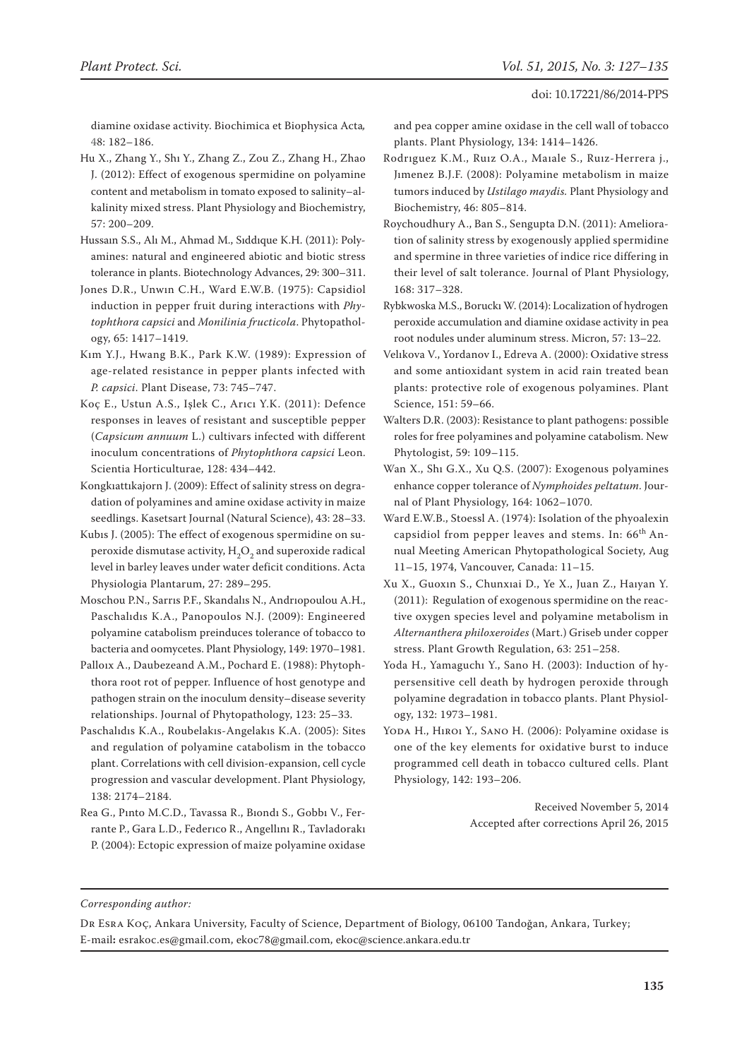diamine oxidase activity. Biochimica et Biophysica Acta, 48: 182–186.

Hu X., Zhang Y., Shı Y., Zhang Z., Zou Z., Zhang H., Zhao J. (2012): Effect of exogenous spermidine on polyamine content and metabolism in tomato exposed to salinity–alkalinity mixed stress. Plant Physiology and Biochemistry, 57: 200–209.

Hussaın S.S., Alı M., Ahmad M., Sıddıque K.H. (2011): Polyamines: natural and engineered abiotic and biotic stress tolerance in plants. Biotechnology Advances, 29: 300–311.

Jones D.R., Unwın C.H., Ward E.W.B. (1975): Capsidiol induction in pepper fruit during interactions with *Phytophthora capsici* and *Monilinia fructicola*. Phytopathology, 65: 1417–1419.

Kım Y.J., Hwang B.K., Park K.W. (1989): Expression of age-related resistance in pepper plants infected with *P. capsici*. Plant Disease, 73: 745–747.

Koç E., Ustun A.S., Işlek C., Arıcı Y.K. (2011): Defence responses in leaves of resistant and susceptible pepper (*Capsicum annuum* L.) cultivars infected with different inoculum concentrations of *Phytophthora capsici* Leon. Scientia Horticulturae, 128: 434–442.

Kongkıattıkajorn J. (2009): Effect of salinity stress on degradation of polyamines and amine oxidase activity in maize seedlings. Kasetsart Journal (Natural Science), 43: 28–33.

Kubıs J. (2005): The effect of exogenous spermidine on superoxide dismutase activity, $H_2O_2$ and superoxide radical level in barley leaves under water deficit conditions. Acta Physiologia Plantarum, 27: 289–295.

Moschou P.N., Sarrıs P.F., Skandalıs N., Andrıopoulou A.H., Paschalıdıs K.A., Panopoulos N.J. (2009): Engineered polyamine catabolism preinduces tolerance of tobacco to bacteria and oomycetes. Plant Physiology, 149: 1970–1981.

Palloıx A., Daubezeand A.M., Pochard E. (1988): Phytophthora root rot of pepper. Influence of host genotype and pathogen strain on the inoculum density–disease severity relationships. Journal of Phytopathology, 123: 25–33.

Paschalıdıs K.A., Roubelakıs-Angelakıs K.A. (2005): Sites and regulation of polyamine catabolism in the tobacco plant. Correlations with cell division-expansion, cell cycle progression and vascular development. Plant Physiology, 138: 2174–2184.

Rea G., Pınto M.C.D., Tavassa R., Bıondı S., Gobbı V., Ferrante P., Gara L.D., Federıco R., Angellını R., Tavladorakı P. (2004): Ectopic expression of maize polyamine oxidase and pea copper amine oxidase in the cell wall of tobacco plants. Plant Physiology, 134: 1414–1426.

Rodrıguez K.M., Ruız O.A., Maıale S., Ruız-Herrera j., Jımenez B.J.F. (2008): Polyamine metabolism in maize tumors induced by *Ustilago maydis*. Plant Physiology and Biochemistry, 46: 805–814.

Roychoudhury A., Ban S., Sengupta D.N. (2011): Amelioration of salinity stress by exogenously applied spermidine and spermine in three varieties of indice rice differing in their level of salt tolerance. Journal of Plant Physiology, 168: 317–328.

Rybkwoska M.S., Boruckı W. (2014): Localization of hydrogen peroxide accumulation and diamine oxidase activity in pea root nodules under aluminum stress. Micron, 57: 13–22.

Velıkova V., Yordanov I., Edreva A. (2000): Oxidative stress and some antioxidant system in acid rain treated bean plants: protective role of exogenous polyamines. Plant Science, 151: 59–66.

Walters D.R. (2003): Resistance to plant pathogens: possible roles for free polyamines and polyamine catabolism. New Phytologist, 59: 109–115.

Wan X., Shı G.X., Xu Q.S. (2007): Exogenous polyamines enhance copper tolerance of *Nymphoides peltatum*. Journal of Plant Physiology, 164: 1062–1070.

Ward E.W.B., Stoessl A. (1974): Isolation of the phyoalexin capsidiol from pepper leaves and stems. In: 66th Annual Meeting American Phytopathological Society, Aug 11–15, 1974, Vancouver, Canada: 11–15.

Xu X., Guoxın S., Chunxıai D., Ye X., Juan Z., Haıyan Y. (2011): Regulation of exogenous spermidine on the reactive oxygen species level and polyamine metabolism in *Alternanthera philoxeroides* (Mart.) Griseb under copper stress. Plant Growth Regulation, 63: 251–258.

Yoda H., Yamaguchı Y., Sano H. (2003): Induction of hypersensitive cell death by hydrogen peroxide through polyamine degradation in tobacco plants. Plant Physiology, 132: 1973–1981.

Yoda H., Hıroı Y., Sano H. (2006): Polyamine oxidase is one of the key elements for oxidative burst to induce programmed cell death in tobacco cultured cells. Plant Physiology, 142: 193–206.

Received November 5, 2014
Accepted after corrections April 26, 2015

*Corresponding author:*

Dr Esra Koç, Ankara University, Faculty of Science, Department of Biology, 06100 Tandoğan, Ankara, Turkey;
E-mail: esrakoc.es@gmail.com, ekoc78@gmail.com, ekoc@science.ankara.edu.tr